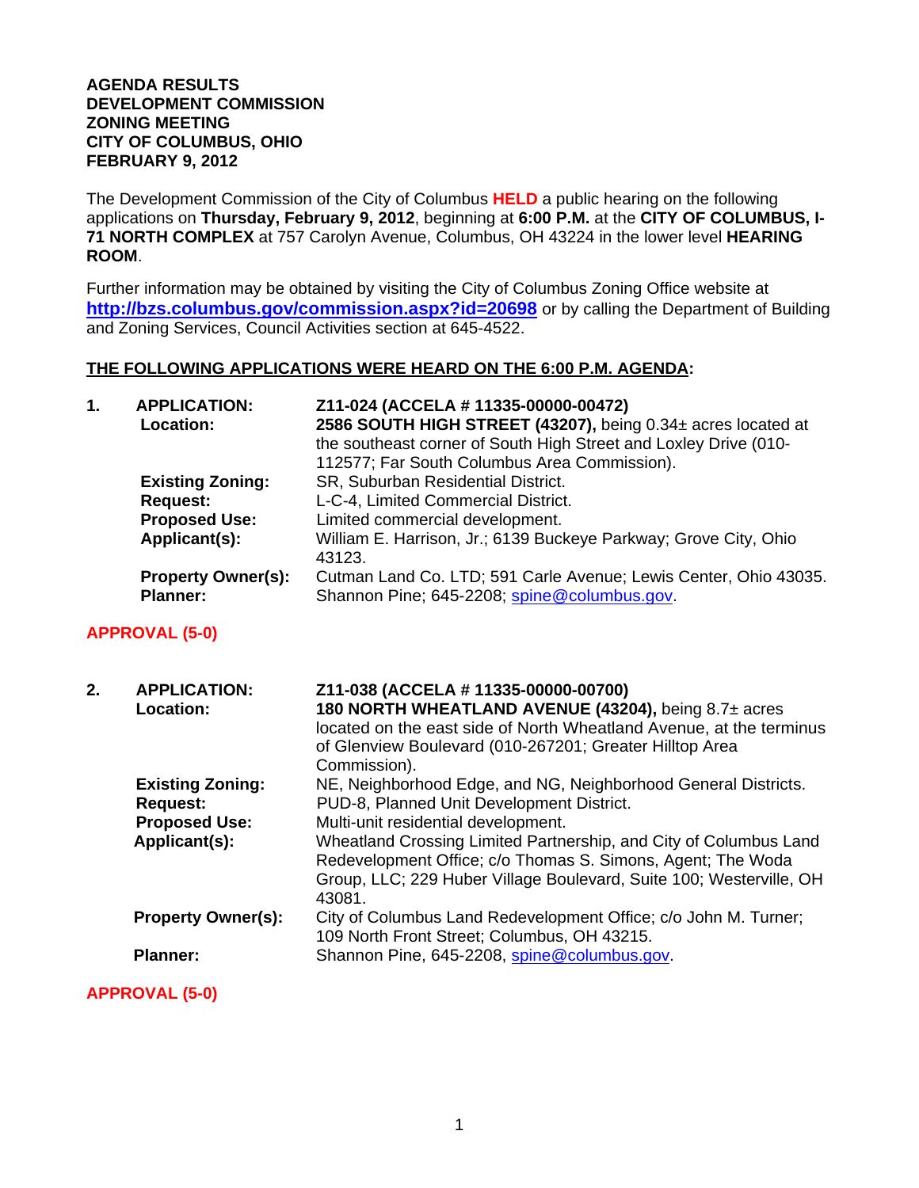**AGENDA RESULTS**
**DEVELOPMENT COMMISSION**
**ZONING MEETING**
**CITY OF COLUMBUS, OHIO**
**FEBRUARY 9, 2012**

The Development Commission of the City of Columbus **HELD** a public hearing on the following applications on **Thursday, February 9, 2012**, beginning at **6:00 P.M.** at the **CITY OF COLUMBUS, I-71 NORTH COMPLEX** at 757 Carolyn Avenue, Columbus, OH 43224 in the lower level **HEARING ROOM**.

Further information may be obtained by visiting the City of Columbus Zoning Office website at **http://bzs.columbus.gov/commission.aspx?id=20698** or by calling the Department of Building and Zoning Services, Council Activities section at 645-4522.

**THE FOLLOWING APPLICATIONS WERE HEARD ON THE 6:00 P.M. AGENDA:**

**1. APPLICATION:** **Z11-024 (ACCELA # 11335-00000-00472)**
**Location:** **2586 SOUTH HIGH STREET (43207),** being 0.34± acres located at the southeast corner of South High Street and Loxley Drive (010-112577; Far South Columbus Area Commission).
**Existing Zoning:** SR, Suburban Residential District.
**Request:** L-C-4, Limited Commercial District.
**Proposed Use:** Limited commercial development.
**Applicant(s):** William E. Harrison, Jr.; 6139 Buckeye Parkway; Grove City, Ohio 43123.
**Property Owner(s):** Cutman Land Co. LTD; 591 Carle Avenue; Lewis Center, Ohio 43035.
**Planner:** Shannon Pine; 645-2208; spine@columbus.gov.

**APPROVAL (5-0)**

**2. APPLICATION:** **Z11-038 (ACCELA # 11335-00000-00700)**
**Location:** **180 NORTH WHEATLAND AVENUE (43204),** being 8.7± acres located on the east side of North Wheatland Avenue, at the terminus of Glenview Boulevard (010-267201; Greater Hilltop Area Commission).
**Existing Zoning:** NE, Neighborhood Edge, and NG, Neighborhood General Districts.
**Request:** PUD-8, Planned Unit Development District.
**Proposed Use:** Multi-unit residential development.
**Applicant(s):** Wheatland Crossing Limited Partnership, and City of Columbus Land Redevelopment Office; c/o Thomas S. Simons, Agent; The Woda Group, LLC; 229 Huber Village Boulevard, Suite 100; Westerville, OH 43081.
**Property Owner(s):** City of Columbus Land Redevelopment Office; c/o John M. Turner; 109 North Front Street; Columbus, OH 43215.
**Planner:** Shannon Pine, 645-2208, spine@columbus.gov.

**APPROVAL (5-0)**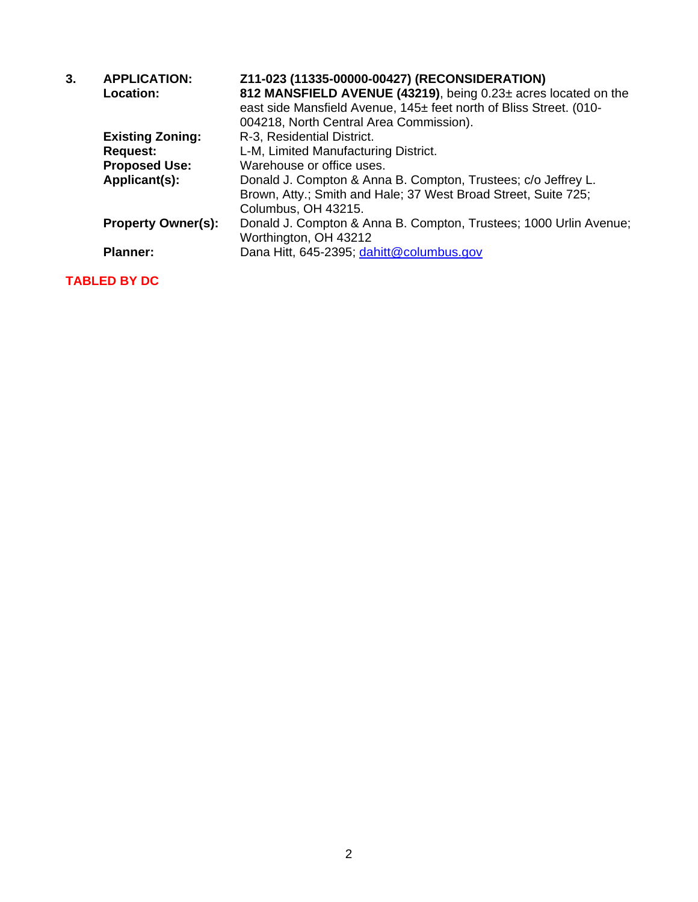**3.** **APPLICATION:** **Z11-023 (11335-00000-00427) (RECONSIDERATION)**

**Location:** **812 MANSFIELD AVENUE (43219)**, being 0.23± acres located on the east side Mansfield Avenue, 145± feet north of Bliss Street. (010-004218, North Central Area Commission).

**Existing Zoning:** R-3, Residential District.

**Request:** L-M, Limited Manufacturing District.

**Proposed Use:** Warehouse or office uses.

**Applicant(s):** Donald J. Compton & Anna B. Compton, Trustees; c/o Jeffrey L. Brown, Atty.; Smith and Hale; 37 West Broad Street, Suite 725; Columbus, OH 43215.

**Property Owner(s):** Donald J. Compton & Anna B. Compton, Trustees; 1000 Urlin Avenue; Worthington, OH 43212

**Planner:** Dana Hitt, 645-2395; dahitt@columbus.gov

**TABLED BY DC**